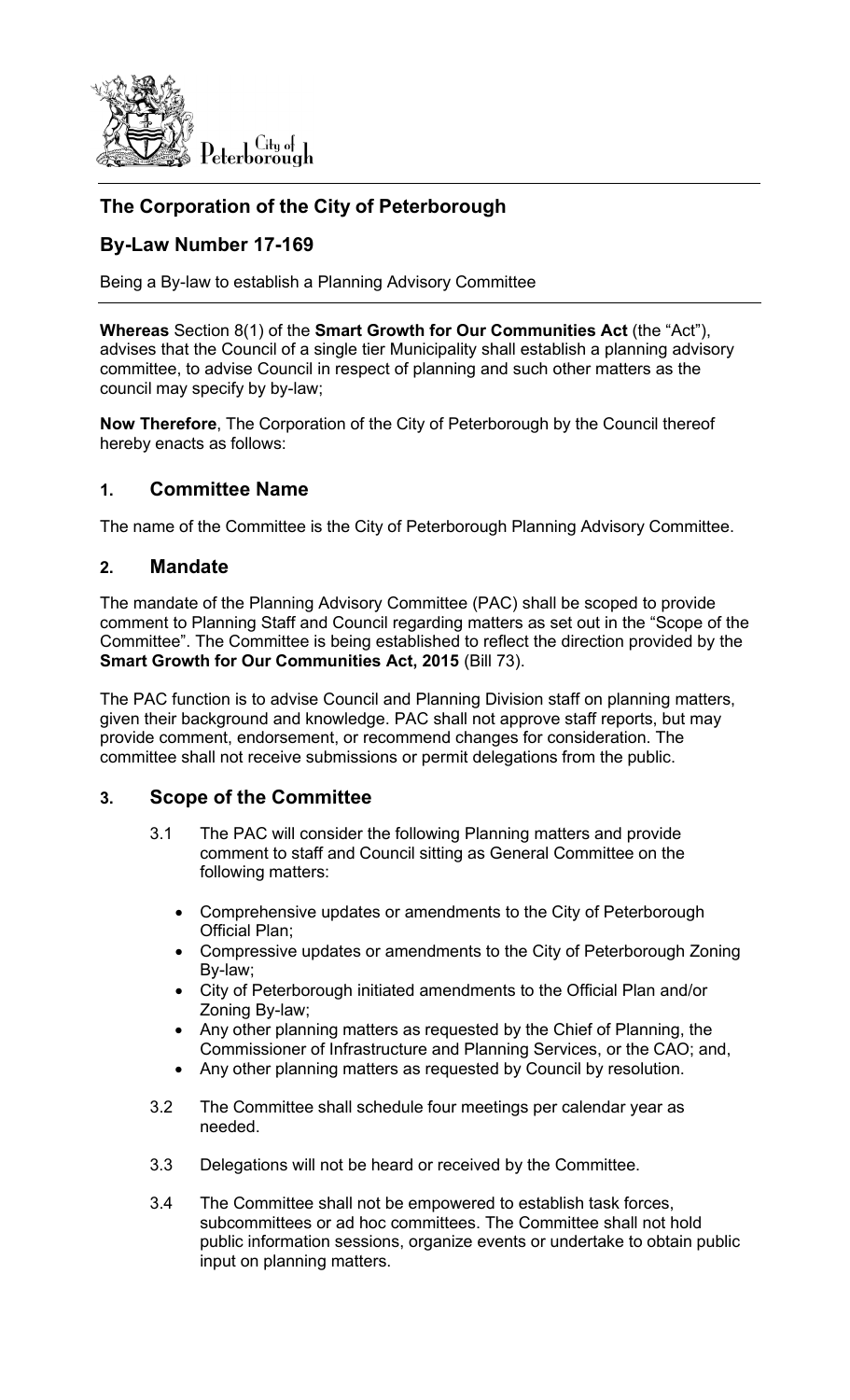City of Peterborough

## The Corporation of the City of Peterborough

## By-Law Number 17-169

Being a By-law to establish a Planning Advisory Committee

**Whereas** Section 8(1) of the **Smart Growth for Our Communities Act** (the "Act"), advises that the Council of a single tier Municipality shall establish a planning advisory committee, to advise Council in respect of planning and such other matters as the council may specify by by-law;

**Now Therefore**, The Corporation of the City of Peterborough by the Council thereof hereby enacts as follows:

### 1. Committee Name

The name of the Committee is the City of Peterborough Planning Advisory Committee.

### 2. Mandate

The mandate of the Planning Advisory Committee (PAC) shall be scoped to provide comment to Planning Staff and Council regarding matters as set out in the "Scope of the Committee". The Committee is being established to reflect the direction provided by the **Smart Growth for Our Communities Act, 2015** (Bill 73).

The PAC function is to advise Council and Planning Division staff on planning matters, given their background and knowledge. PAC shall not approve staff reports, but may provide comment, endorsement, or recommend changes for consideration. The committee shall not receive submissions or permit delegations from the public.

### 3. Scope of the Committee

3.1 The PAC will consider the following Planning matters and provide comment to staff and Council sitting as General Committee on the following matters:

- Comprehensive updates or amendments to the City of Peterborough Official Plan;
- Compressive updates or amendments to the City of Peterborough Zoning By-law;
- City of Peterborough initiated amendments to the Official Plan and/or Zoning By-law;
- Any other planning matters as requested by the Chief of Planning, the Commissioner of Infrastructure and Planning Services, or the CAO; and,
- Any other planning matters as requested by Council by resolution.

3.2 The Committee shall schedule four meetings per calendar year as needed.

3.3 Delegations will not be heard or received by the Committee.

3.4 The Committee shall not be empowered to establish task forces, subcommittees or ad hoc committees. The Committee shall not hold public information sessions, organize events or undertake to obtain public input on planning matters.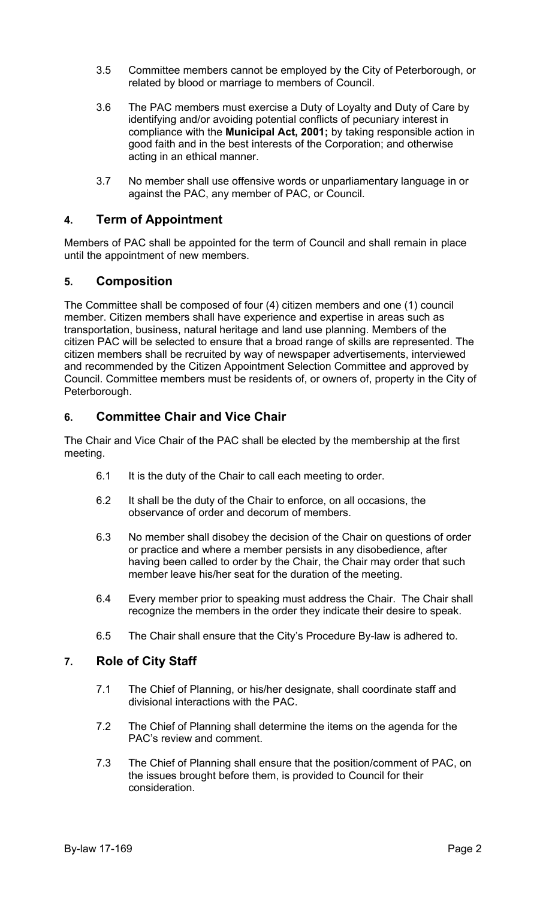3.5 Committee members cannot be employed by the City of Peterborough, or related by blood or marriage to members of Council.

3.6 The PAC members must exercise a Duty of Loyalty and Duty of Care by identifying and/or avoiding potential conflicts of pecuniary interest in compliance with the **Municipal Act, 2001;** by taking responsible action in good faith and in the best interests of the Corporation; and otherwise acting in an ethical manner.

3.7 No member shall use offensive words or unparliamentary language in or against the PAC, any member of PAC, or Council.

## 4. Term of Appointment

Members of PAC shall be appointed for the term of Council and shall remain in place until the appointment of new members.

## 5. Composition

The Committee shall be composed of four (4) citizen members and one (1) council member. Citizen members shall have experience and expertise in areas such as transportation, business, natural heritage and land use planning. Members of the citizen PAC will be selected to ensure that a broad range of skills are represented. The citizen members shall be recruited by way of newspaper advertisements, interviewed and recommended by the Citizen Appointment Selection Committee and approved by Council. Committee members must be residents of, or owners of, property in the City of Peterborough.

## 6. Committee Chair and Vice Chair

The Chair and Vice Chair of the PAC shall be elected by the membership at the first meeting.

6.1 It is the duty of the Chair to call each meeting to order.

6.2 It shall be the duty of the Chair to enforce, on all occasions, the observance of order and decorum of members.

6.3 No member shall disobey the decision of the Chair on questions of order or practice and where a member persists in any disobedience, after having been called to order by the Chair, the Chair may order that such member leave his/her seat for the duration of the meeting.

6.4 Every member prior to speaking must address the Chair. The Chair shall recognize the members in the order they indicate their desire to speak.

6.5 The Chair shall ensure that the City's Procedure By-law is adhered to.

## 7. Role of City Staff

7.1 The Chief of Planning, or his/her designate, shall coordinate staff and divisional interactions with the PAC.

7.2 The Chief of Planning shall determine the items on the agenda for the PAC's review and comment.

7.3 The Chief of Planning shall ensure that the position/comment of PAC, on the issues brought before them, is provided to Council for their consideration.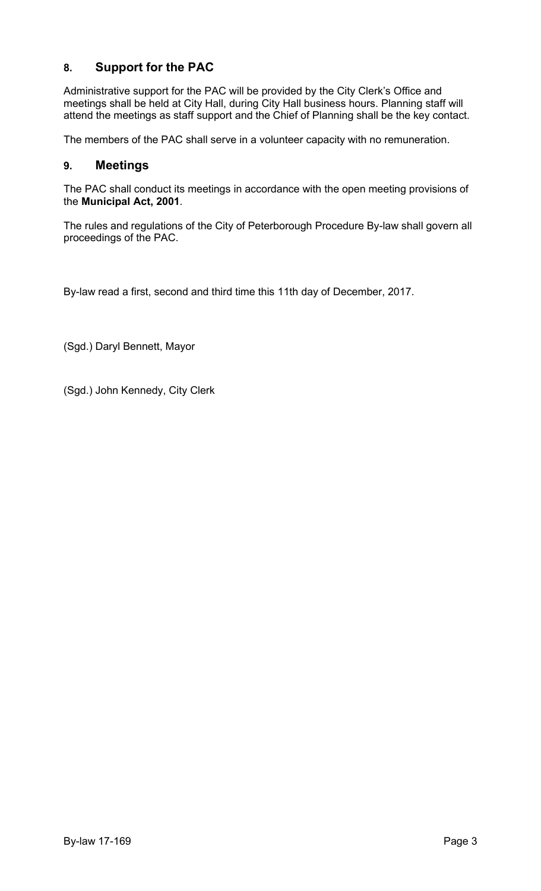## 8. Support for the PAC

Administrative support for the PAC will be provided by the City Clerk's Office and meetings shall be held at City Hall, during City Hall business hours. Planning staff will attend the meetings as staff support and the Chief of Planning shall be the key contact.

The members of the PAC shall serve in a volunteer capacity with no remuneration.

## 9. Meetings

The PAC shall conduct its meetings in accordance with the open meeting provisions of the **Municipal Act, 2001**.

The rules and regulations of the City of Peterborough Procedure By-law shall govern all proceedings of the PAC.

By-law read a first, second and third time this 11th day of December, 2017.

(Sgd.) Daryl Bennett, Mayor

(Sgd.) John Kennedy, City Clerk